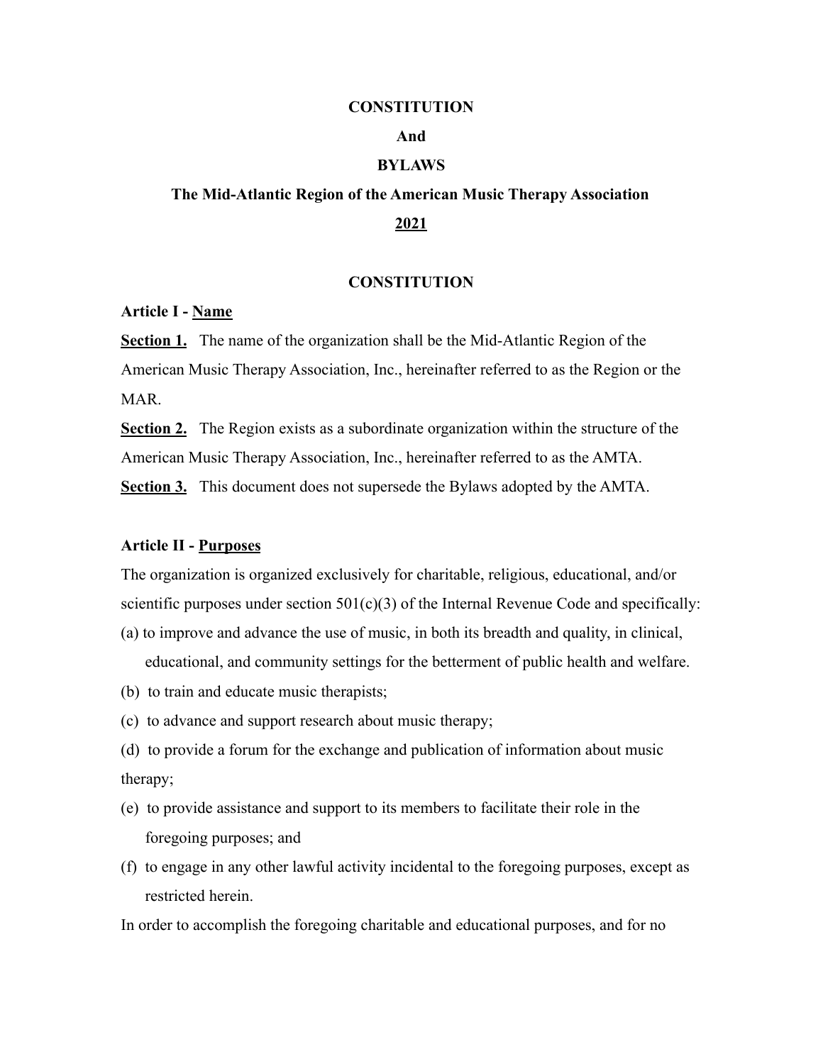# CONSTITUTION

# And

# BYLAWS

# The Mid-Atlantic Region of the American Music Therapy Association

# <u>2021</u>

## CONSTITUTION

### Article I - <u>Name</u>

**<u>Section 1.</u>** The name of the organization shall be the Mid-Atlantic Region of the American Music Therapy Association, Inc., hereinafter referred to as the Region or the MAR.

**<u>Section 2.</u>** The Region exists as a subordinate organization within the structure of the American Music Therapy Association, Inc., hereinafter referred to as the AMTA.

**<u>Section 3.</u>** This document does not supersede the Bylaws adopted by the AMTA.

### Article II - <u>Purposes</u>

The organization is organized exclusively for charitable, religious, educational, and/or scientific purposes under section 501(c)(3) of the Internal Revenue Code and specifically:

(a) to improve and advance the use of music, in both its breadth and quality, in clinical, educational, and community settings for the betterment of public health and welfare.

(b) to train and educate music therapists;

(c) to advance and support research about music therapy;

(d) to provide a forum for the exchange and publication of information about music therapy;

(e) to provide assistance and support to its members to facilitate their role in the foregoing purposes; and

(f) to engage in any other lawful activity incidental to the foregoing purposes, except as restricted herein.

In order to accomplish the foregoing charitable and educational purposes, and for no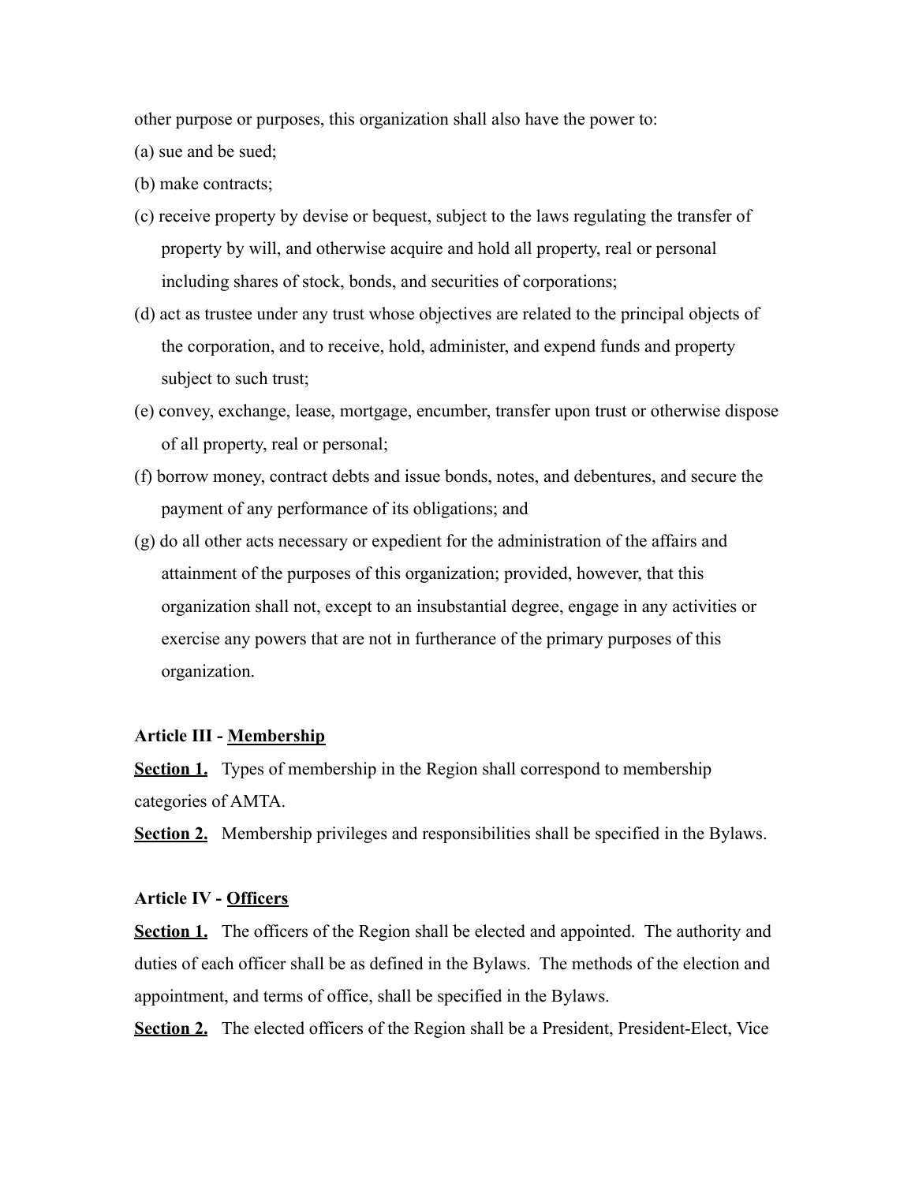other purpose or purposes, this organization shall also have the power to:

(a) sue and be sued;

(b) make contracts;

(c) receive property by devise or bequest, subject to the laws regulating the transfer of property by will, and otherwise acquire and hold all property, real or personal including shares of stock, bonds, and securities of corporations;

(d) act as trustee under any trust whose objectives are related to the principal objects of the corporation, and to receive, hold, administer, and expend funds and property subject to such trust;

(e) convey, exchange, lease, mortgage, encumber, transfer upon trust or otherwise dispose of all property, real or personal;

(f) borrow money, contract debts and issue bonds, notes, and debentures, and secure the payment of any performance of its obligations; and

(g) do all other acts necessary or expedient for the administration of the affairs and attainment of the purposes of this organization; provided, however, that this organization shall not, except to an insubstantial degree, engage in any activities or exercise any powers that are not in furtherance of the primary purposes of this organization.

**Article III - <u>Membership</u>**

**<u>Section 1.</u>** Types of membership in the Region shall correspond to membership categories of AMTA.

**<u>Section 2.</u>** Membership privileges and responsibilities shall be specified in the Bylaws.

**Article IV - <u>Officers</u>**

**<u>Section 1.</u>** The officers of the Region shall be elected and appointed. The authority and duties of each officer shall be as defined in the Bylaws. The methods of the election and appointment, and terms of office, shall be specified in the Bylaws.

**<u>Section 2.</u>** The elected officers of the Region shall be a President, President-Elect, Vice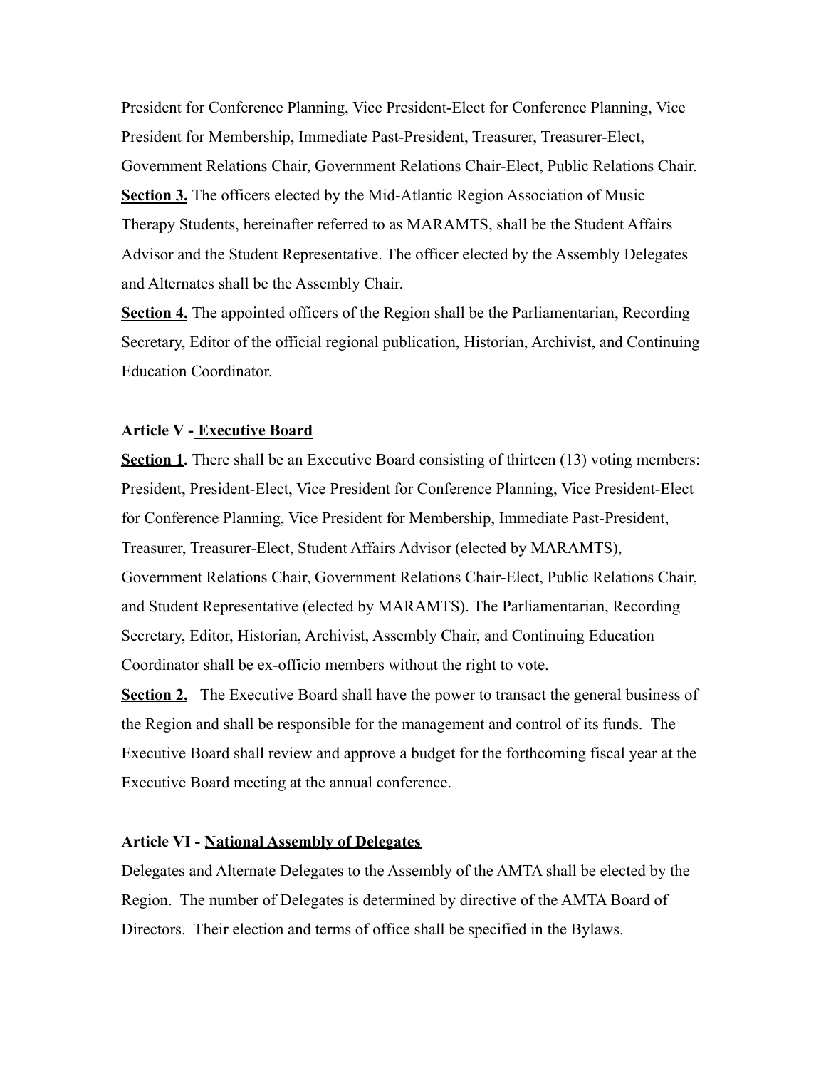President for Conference Planning, Vice President-Elect for Conference Planning, Vice President for Membership, Immediate Past-President, Treasurer, Treasurer-Elect, Government Relations Chair, Government Relations Chair-Elect, Public Relations Chair.

**Section 3.** The officers elected by the Mid-Atlantic Region Association of Music Therapy Students, hereinafter referred to as MARAMTS, shall be the Student Affairs Advisor and the Student Representative. The officer elected by the Assembly Delegates and Alternates shall be the Assembly Chair.

**Section 4.** The appointed officers of the Region shall be the Parliamentarian, Recording Secretary, Editor of the official regional publication, Historian, Archivist, and Continuing Education Coordinator.

### Article V - Executive Board

**Section 1.** There shall be an Executive Board consisting of thirteen (13) voting members: President, President-Elect, Vice President for Conference Planning, Vice President-Elect for Conference Planning, Vice President for Membership, Immediate Past-President, Treasurer, Treasurer-Elect, Student Affairs Advisor (elected by MARAMTS), Government Relations Chair, Government Relations Chair-Elect, Public Relations Chair, and Student Representative (elected by MARAMTS). The Parliamentarian, Recording Secretary, Editor, Historian, Archivist, Assembly Chair, and Continuing Education Coordinator shall be ex-officio members without the right to vote.

**Section 2.** The Executive Board shall have the power to transact the general business of the Region and shall be responsible for the management and control of its funds. The Executive Board shall review and approve a budget for the forthcoming fiscal year at the Executive Board meeting at the annual conference.

### Article VI - National Assembly of Delegates

Delegates and Alternate Delegates to the Assembly of the AMTA shall be elected by the Region. The number of Delegates is determined by directive of the AMTA Board of Directors. Their election and terms of office shall be specified in the Bylaws.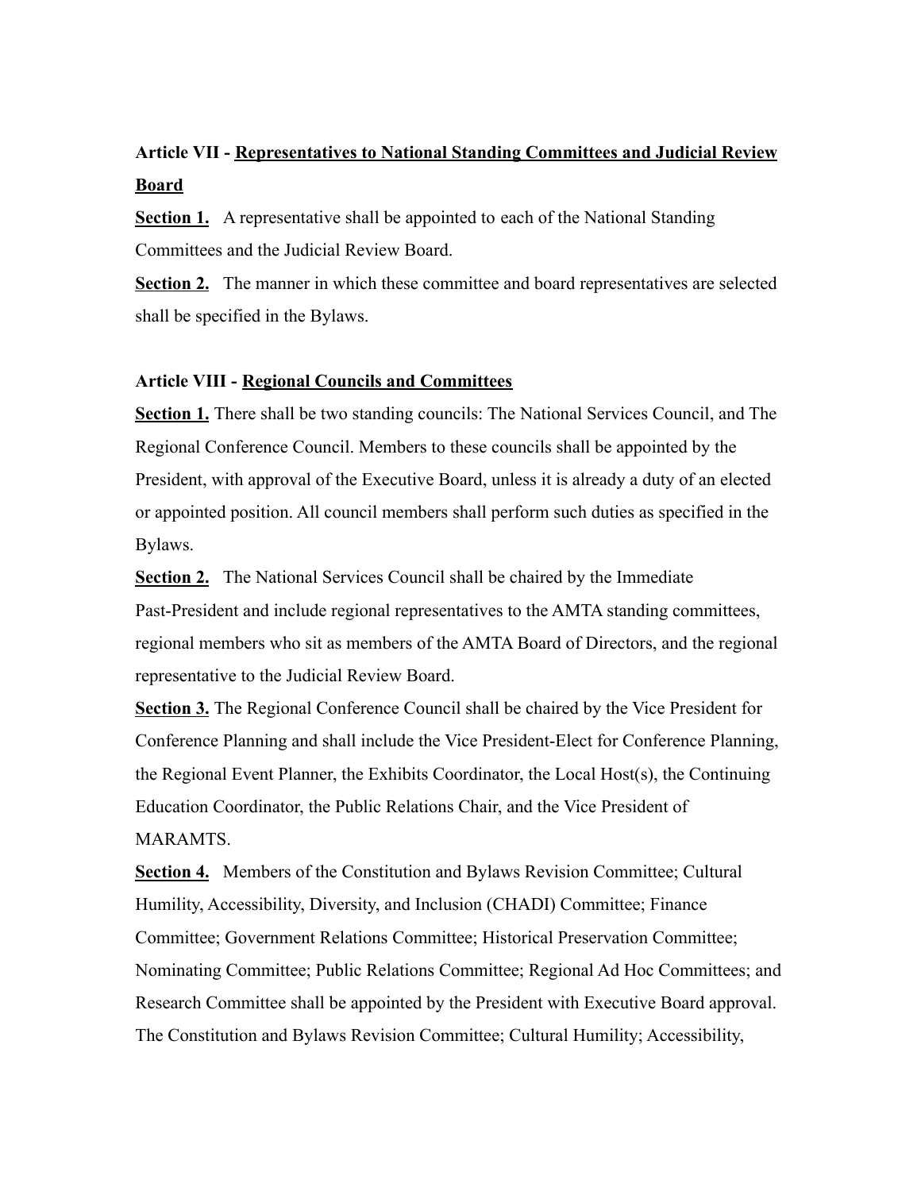**Article VII - Representatives to National Standing Committees and Judicial Review Board**

**Section 1.** A representative shall be appointed to each of the National Standing Committees and the Judicial Review Board.

**Section 2.** The manner in which these committee and board representatives are selected shall be specified in the Bylaws.

**Article VIII - Regional Councils and Committees**

**Section 1.** There shall be two standing councils: The National Services Council, and The Regional Conference Council. Members to these councils shall be appointed by the President, with approval of the Executive Board, unless it is already a duty of an elected or appointed position. All council members shall perform such duties as specified in the Bylaws.

**Section 2.** The National Services Council shall be chaired by the Immediate Past-President and include regional representatives to the AMTA standing committees, regional members who sit as members of the AMTA Board of Directors, and the regional representative to the Judicial Review Board.

**Section 3.** The Regional Conference Council shall be chaired by the Vice President for Conference Planning and shall include the Vice President-Elect for Conference Planning, the Regional Event Planner, the Exhibits Coordinator, the Local Host(s), the Continuing Education Coordinator, the Public Relations Chair, and the Vice President of MARAMTS.

**Section 4.** Members of the Constitution and Bylaws Revision Committee; Cultural Humility, Accessibility, Diversity, and Inclusion (CHADI) Committee; Finance Committee; Government Relations Committee; Historical Preservation Committee; Nominating Committee; Public Relations Committee; Regional Ad Hoc Committees; and Research Committee shall be appointed by the President with Executive Board approval. The Constitution and Bylaws Revision Committee; Cultural Humility; Accessibility,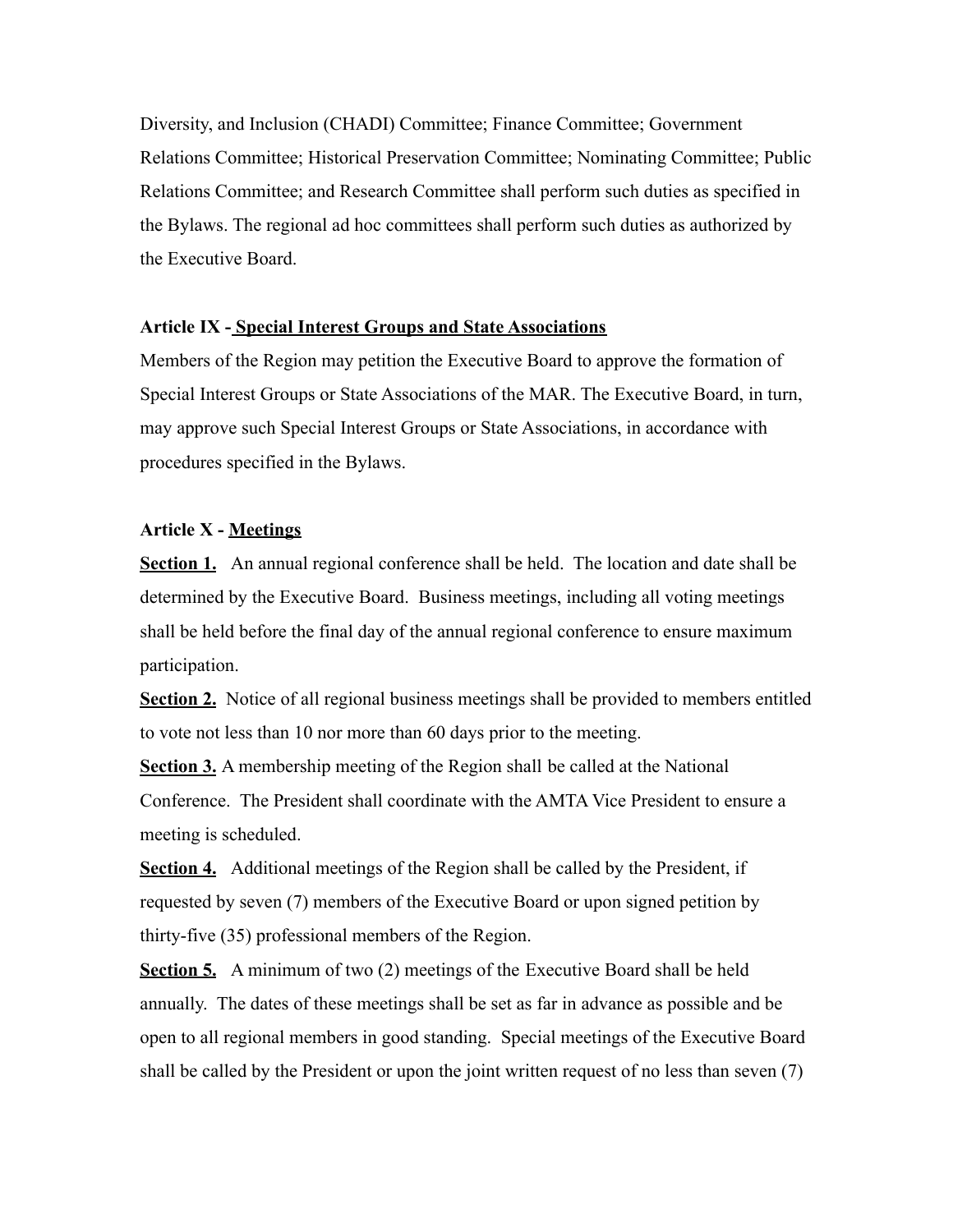Diversity, and Inclusion (CHADI) Committee; Finance Committee; Government Relations Committee; Historical Preservation Committee; Nominating Committee; Public Relations Committee; and Research Committee shall perform such duties as specified in the Bylaws. The regional ad hoc committees shall perform such duties as authorized by the Executive Board.

**Article IX - Special Interest Groups and State Associations**

Members of the Region may petition the Executive Board to approve the formation of Special Interest Groups or State Associations of the MAR. The Executive Board, in turn, may approve such Special Interest Groups or State Associations, in accordance with procedures specified in the Bylaws.

**Article X - Meetings**

**Section 1.** An annual regional conference shall be held. The location and date shall be determined by the Executive Board. Business meetings, including all voting meetings shall be held before the final day of the annual regional conference to ensure maximum participation.

**Section 2.** Notice of all regional business meetings shall be provided to members entitled to vote not less than 10 nor more than 60 days prior to the meeting.

**Section 3.** A membership meeting of the Region shall be called at the National Conference. The President shall coordinate with the AMTA Vice President to ensure a meeting is scheduled.

**Section 4.** Additional meetings of the Region shall be called by the President, if requested by seven (7) members of the Executive Board or upon signed petition by thirty-five (35) professional members of the Region.

**Section 5.** A minimum of two (2) meetings of the Executive Board shall be held annually. The dates of these meetings shall be set as far in advance as possible and be open to all regional members in good standing. Special meetings of the Executive Board shall be called by the President or upon the joint written request of no less than seven (7)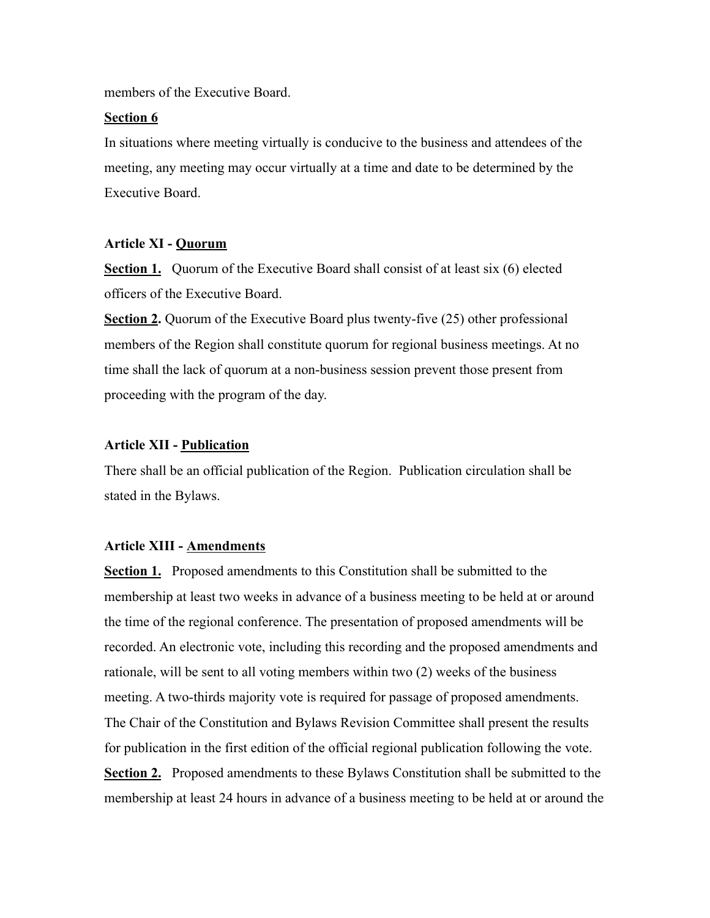members of the Executive Board.

**Section 6**

In situations where meeting virtually is conducive to the business and attendees of the meeting, any meeting may occur virtually at a time and date to be determined by the Executive Board.

**Article XI - Quorum**

**Section 1.** Quorum of the Executive Board shall consist of at least six (6) elected officers of the Executive Board.

**Section 2.** Quorum of the Executive Board plus twenty-five (25) other professional members of the Region shall constitute quorum for regional business meetings. At no time shall the lack of quorum at a non-business session prevent those present from proceeding with the program of the day.

**Article XII - Publication**

There shall be an official publication of the Region. Publication circulation shall be stated in the Bylaws.

**Article XIII - Amendments**

**Section 1.** Proposed amendments to this Constitution shall be submitted to the membership at least two weeks in advance of a business meeting to be held at or around the time of the regional conference. The presentation of proposed amendments will be recorded. An electronic vote, including this recording and the proposed amendments and rationale, will be sent to all voting members within two (2) weeks of the business meeting. A two-thirds majority vote is required for passage of proposed amendments. The Chair of the Constitution and Bylaws Revision Committee shall present the results for publication in the first edition of the official regional publication following the vote.

**Section 2.** Proposed amendments to these Bylaws Constitution shall be submitted to the membership at least 24 hours in advance of a business meeting to be held at or around the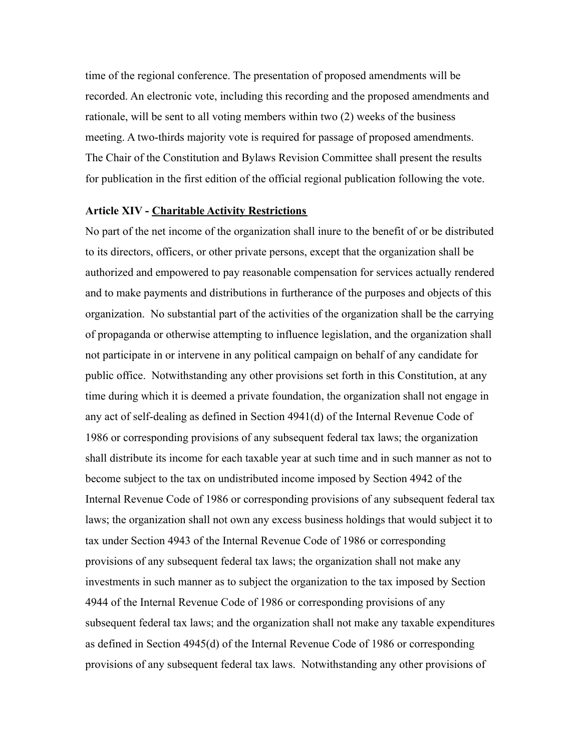time of the regional conference. The presentation of proposed amendments will be recorded. An electronic vote, including this recording and the proposed amendments and rationale, will be sent to all voting members within two (2) weeks of the business meeting. A two-thirds majority vote is required for passage of proposed amendments. The Chair of the Constitution and Bylaws Revision Committee shall present the results for publication in the first edition of the official regional publication following the vote.

**Article XIV - <u>Charitable Activity Restrictions</u>**

No part of the net income of the organization shall inure to the benefit of or be distributed to its directors, officers, or other private persons, except that the organization shall be authorized and empowered to pay reasonable compensation for services actually rendered and to make payments and distributions in furtherance of the purposes and objects of this organization. No substantial part of the activities of the organization shall be the carrying of propaganda or otherwise attempting to influence legislation, and the organization shall not participate in or intervene in any political campaign on behalf of any candidate for public office. Notwithstanding any other provisions set forth in this Constitution, at any time during which it is deemed a private foundation, the organization shall not engage in any act of self-dealing as defined in Section 4941(d) of the Internal Revenue Code of 1986 or corresponding provisions of any subsequent federal tax laws; the organization shall distribute its income for each taxable year at such time and in such manner as not to become subject to the tax on undistributed income imposed by Section 4942 of the Internal Revenue Code of 1986 or corresponding provisions of any subsequent federal tax laws; the organization shall not own any excess business holdings that would subject it to tax under Section 4943 of the Internal Revenue Code of 1986 or corresponding provisions of any subsequent federal tax laws; the organization shall not make any investments in such manner as to subject the organization to the tax imposed by Section 4944 of the Internal Revenue Code of 1986 or corresponding provisions of any subsequent federal tax laws; and the organization shall not make any taxable expenditures as defined in Section 4945(d) of the Internal Revenue Code of 1986 or corresponding provisions of any subsequent federal tax laws. Notwithstanding any other provisions of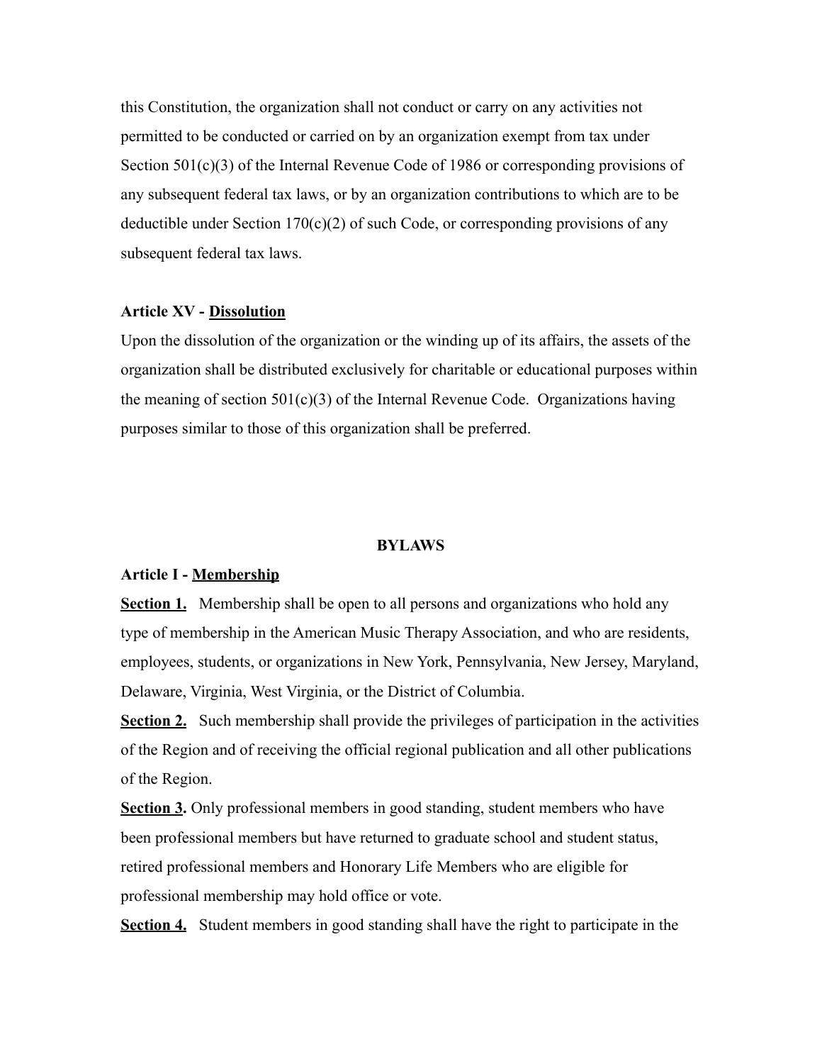this Constitution, the organization shall not conduct or carry on any activities not permitted to be conducted or carried on by an organization exempt from tax under Section 501(c)(3) of the Internal Revenue Code of 1986 or corresponding provisions of any subsequent federal tax laws, or by an organization contributions to which are to be deductible under Section 170(c)(2) of such Code, or corresponding provisions of any subsequent federal tax laws.

**Article XV - <u>Dissolution</u>**

Upon the dissolution of the organization or the winding up of its affairs, the assets of the organization shall be distributed exclusively for charitable or educational purposes within the meaning of section 501(c)(3) of the Internal Revenue Code. Organizations having purposes similar to those of this organization shall be preferred.

## BYLAWS

**Article I - <u>Membership</u>**

**<u>Section 1.</u>** Membership shall be open to all persons and organizations who hold any type of membership in the American Music Therapy Association, and who are residents, employees, students, or organizations in New York, Pennsylvania, New Jersey, Maryland, Delaware, Virginia, West Virginia, or the District of Columbia.

**<u>Section 2.</u>** Such membership shall provide the privileges of participation in the activities of the Region and of receiving the official regional publication and all other publications of the Region.

**<u>Section 3</u>.** Only professional members in good standing, student members who have been professional members but have returned to graduate school and student status, retired professional members and Honorary Life Members who are eligible for professional membership may hold office or vote.

**<u>Section 4.</u>** Student members in good standing shall have the right to participate in the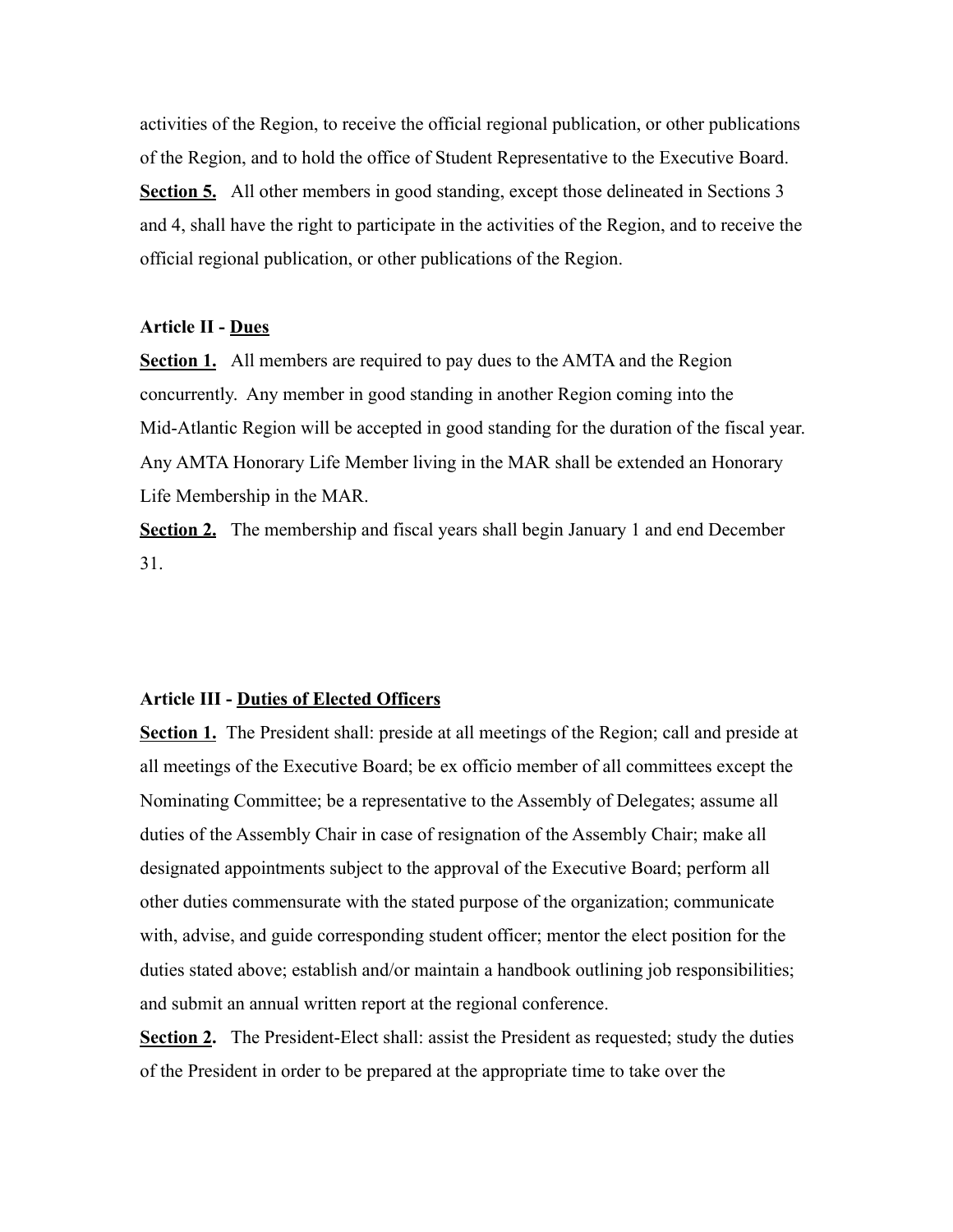activities of the Region, to receive the official regional publication, or other publications of the Region, and to hold the office of Student Representative to the Executive Board.

**Section 5.** All other members in good standing, except those delineated in Sections 3 and 4, shall have the right to participate in the activities of the Region, and to receive the official regional publication, or other publications of the Region.

**Article II - Dues**

**Section 1.** All members are required to pay dues to the AMTA and the Region concurrently. Any member in good standing in another Region coming into the Mid-Atlantic Region will be accepted in good standing for the duration of the fiscal year. Any AMTA Honorary Life Member living in the MAR shall be extended an Honorary Life Membership in the MAR.

**Section 2.** The membership and fiscal years shall begin January 1 and end December 31.

**Article III - Duties of Elected Officers**

**Section 1.** The President shall: preside at all meetings of the Region; call and preside at all meetings of the Executive Board; be ex officio member of all committees except the Nominating Committee; be a representative to the Assembly of Delegates; assume all duties of the Assembly Chair in case of resignation of the Assembly Chair; make all designated appointments subject to the approval of the Executive Board; perform all other duties commensurate with the stated purpose of the organization; communicate with, advise, and guide corresponding student officer; mentor the elect position for the duties stated above; establish and/or maintain a handbook outlining job responsibilities; and submit an annual written report at the regional conference.

**Section 2.** The President-Elect shall: assist the President as requested; study the duties of the President in order to be prepared at the appropriate time to take over the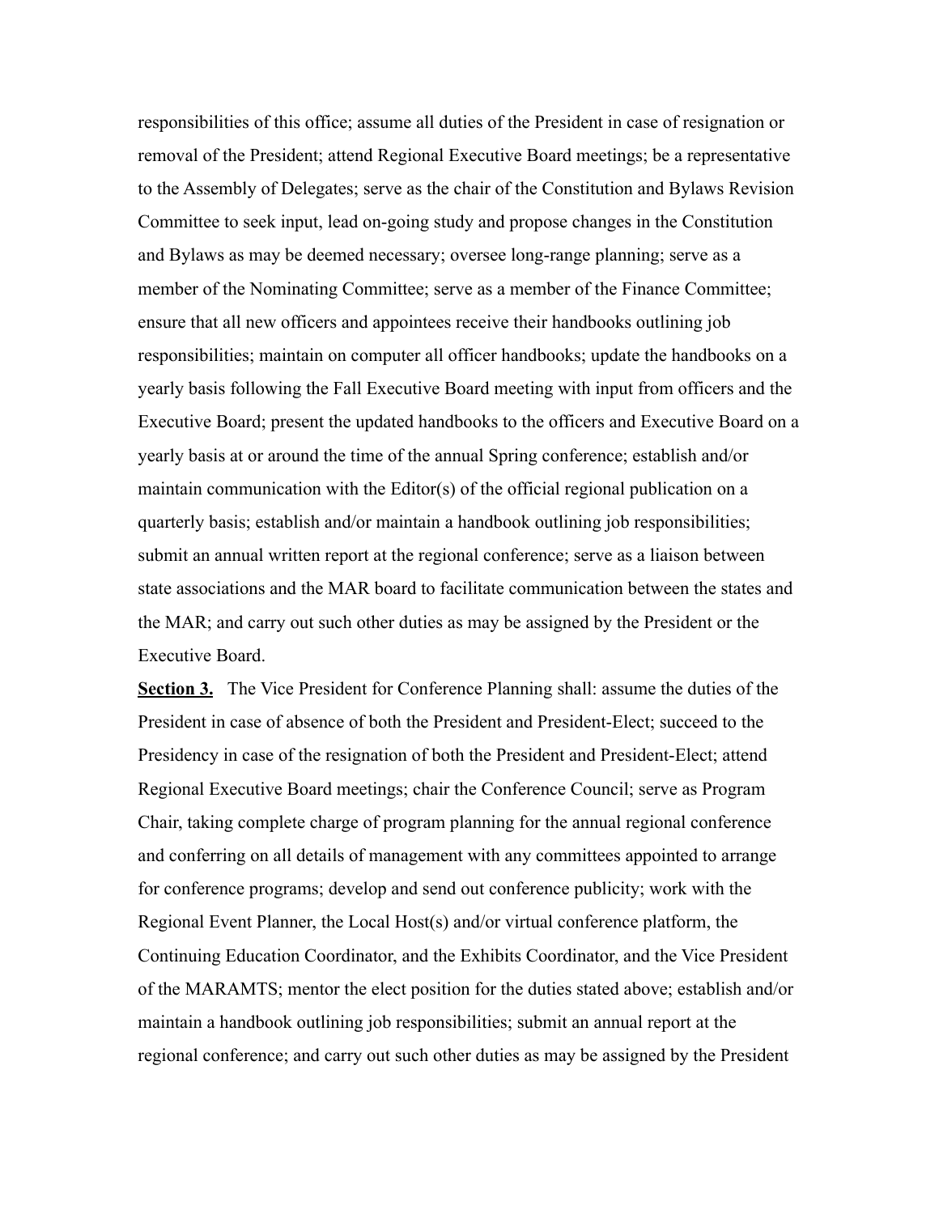responsibilities of this office; assume all duties of the President in case of resignation or removal of the President; attend Regional Executive Board meetings; be a representative to the Assembly of Delegates; serve as the chair of the Constitution and Bylaws Revision Committee to seek input, lead on-going study and propose changes in the Constitution and Bylaws as may be deemed necessary; oversee long-range planning; serve as a member of the Nominating Committee; serve as a member of the Finance Committee; ensure that all new officers and appointees receive their handbooks outlining job responsibilities; maintain on computer all officer handbooks; update the handbooks on a yearly basis following the Fall Executive Board meeting with input from officers and the Executive Board; present the updated handbooks to the officers and Executive Board on a yearly basis at or around the time of the annual Spring conference; establish and/or maintain communication with the Editor(s) of the official regional publication on a quarterly basis; establish and/or maintain a handbook outlining job responsibilities; submit an annual written report at the regional conference; serve as a liaison between state associations and the MAR board to facilitate communication between the states and the MAR; and carry out such other duties as may be assigned by the President or the Executive Board.

**Section 3.** The Vice President for Conference Planning shall: assume the duties of the President in case of absence of both the President and President-Elect; succeed to the Presidency in case of the resignation of both the President and President-Elect; attend Regional Executive Board meetings; chair the Conference Council; serve as Program Chair, taking complete charge of program planning for the annual regional conference and conferring on all details of management with any committees appointed to arrange for conference programs; develop and send out conference publicity; work with the Regional Event Planner, the Local Host(s) and/or virtual conference platform, the Continuing Education Coordinator, and the Exhibits Coordinator, and the Vice President of the MARAMTS; mentor the elect position for the duties stated above; establish and/or maintain a handbook outlining job responsibilities; submit an annual report at the regional conference; and carry out such other duties as may be assigned by the President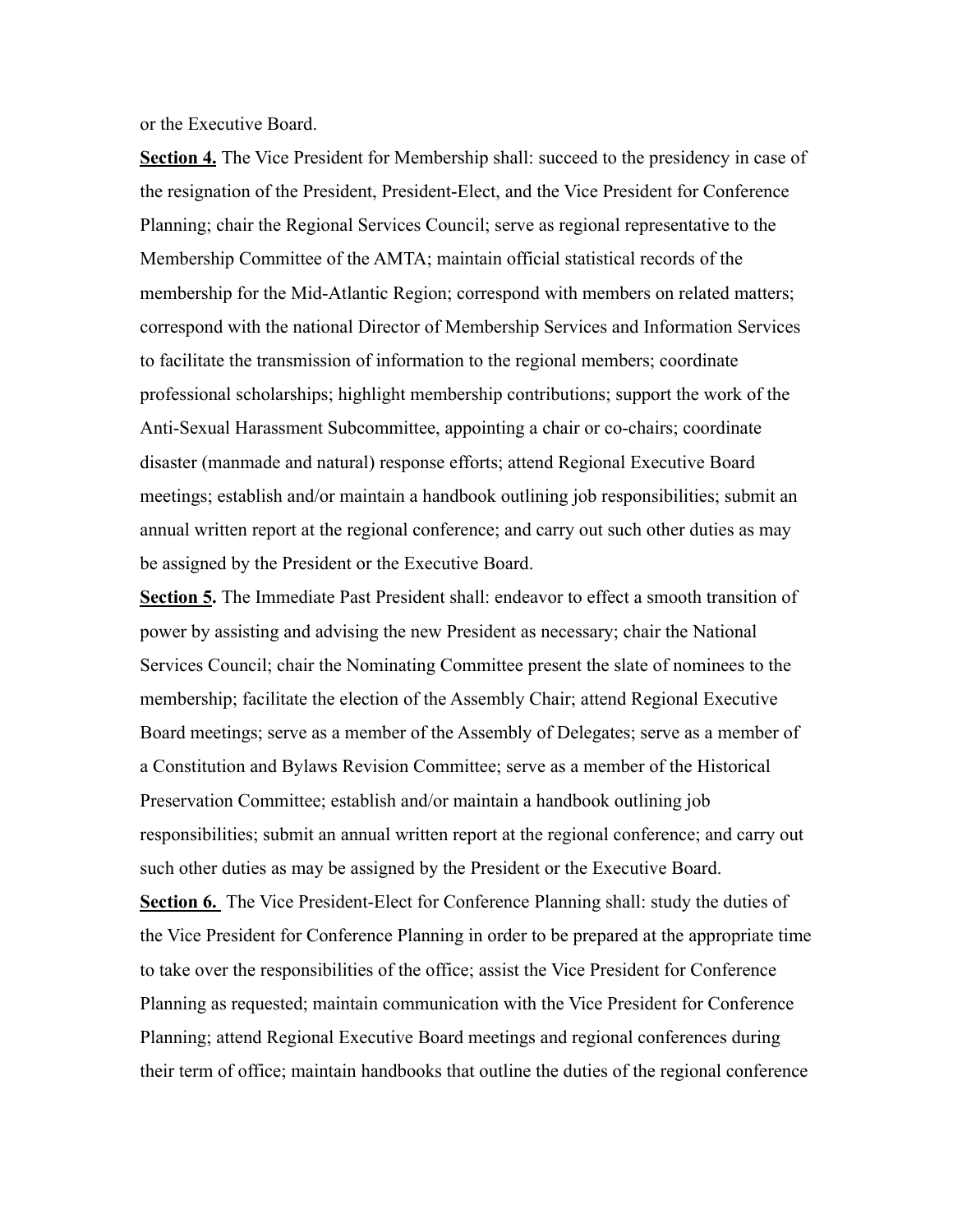or the Executive Board.

**Section 4.** The Vice President for Membership shall: succeed to the presidency in case of the resignation of the President, President-Elect, and the Vice President for Conference Planning; chair the Regional Services Council; serve as regional representative to the Membership Committee of the AMTA; maintain official statistical records of the membership for the Mid-Atlantic Region; correspond with members on related matters; correspond with the national Director of Membership Services and Information Services to facilitate the transmission of information to the regional members; coordinate professional scholarships; highlight membership contributions; support the work of the Anti-Sexual Harassment Subcommittee, appointing a chair or co-chairs; coordinate disaster (manmade and natural) response efforts; attend Regional Executive Board meetings; establish and/or maintain a handbook outlining job responsibilities; submit an annual written report at the regional conference; and carry out such other duties as may be assigned by the President or the Executive Board.

**Section 5.** The Immediate Past President shall: endeavor to effect a smooth transition of power by assisting and advising the new President as necessary; chair the National Services Council; chair the Nominating Committee present the slate of nominees to the membership; facilitate the election of the Assembly Chair; attend Regional Executive Board meetings; serve as a member of the Assembly of Delegates; serve as a member of a Constitution and Bylaws Revision Committee; serve as a member of the Historical Preservation Committee; establish and/or maintain a handbook outlining job responsibilities; submit an annual written report at the regional conference; and carry out such other duties as may be assigned by the President or the Executive Board.

**Section 6.** The Vice President-Elect for Conference Planning shall: study the duties of the Vice President for Conference Planning in order to be prepared at the appropriate time to take over the responsibilities of the office; assist the Vice President for Conference Planning as requested; maintain communication with the Vice President for Conference Planning; attend Regional Executive Board meetings and regional conferences during their term of office; maintain handbooks that outline the duties of the regional conference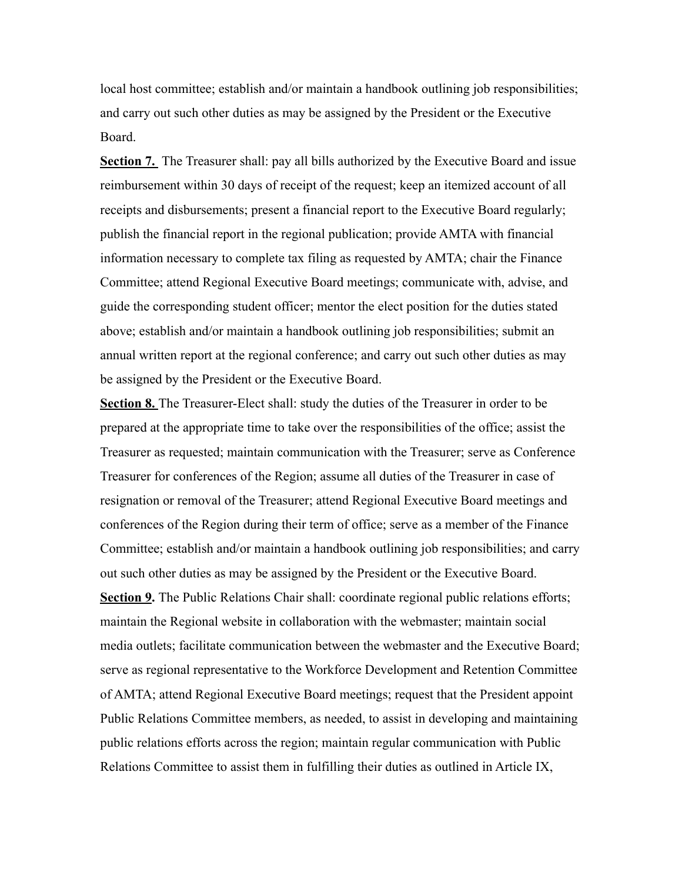local host committee; establish and/or maintain a handbook outlining job responsibilities; and carry out such other duties as may be assigned by the President or the Executive Board.

**Section 7.** The Treasurer shall: pay all bills authorized by the Executive Board and issue reimbursement within 30 days of receipt of the request; keep an itemized account of all receipts and disbursements; present a financial report to the Executive Board regularly; publish the financial report in the regional publication; provide AMTA with financial information necessary to complete tax filing as requested by AMTA; chair the Finance Committee; attend Regional Executive Board meetings; communicate with, advise, and guide the corresponding student officer; mentor the elect position for the duties stated above; establish and/or maintain a handbook outlining job responsibilities; submit an annual written report at the regional conference; and carry out such other duties as may be assigned by the President or the Executive Board.

**Section 8.** The Treasurer-Elect shall: study the duties of the Treasurer in order to be prepared at the appropriate time to take over the responsibilities of the office; assist the Treasurer as requested; maintain communication with the Treasurer; serve as Conference Treasurer for conferences of the Region; assume all duties of the Treasurer in case of resignation or removal of the Treasurer; attend Regional Executive Board meetings and conferences of the Region during their term of office; serve as a member of the Finance Committee; establish and/or maintain a handbook outlining job responsibilities; and carry out such other duties as may be assigned by the President or the Executive Board.

**Section 9.** The Public Relations Chair shall: coordinate regional public relations efforts; maintain the Regional website in collaboration with the webmaster; maintain social media outlets; facilitate communication between the webmaster and the Executive Board; serve as regional representative to the Workforce Development and Retention Committee of AMTA; attend Regional Executive Board meetings; request that the President appoint Public Relations Committee members, as needed, to assist in developing and maintaining public relations efforts across the region; maintain regular communication with Public Relations Committee to assist them in fulfilling their duties as outlined in Article IX,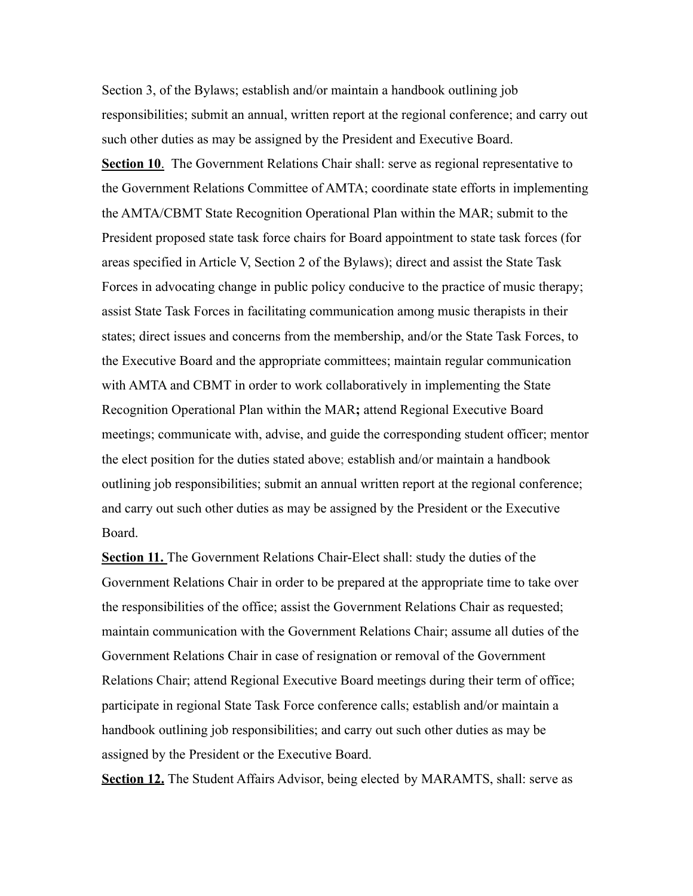Section 3, of the Bylaws; establish and/or maintain a handbook outlining job responsibilities; submit an annual, written report at the regional conference; and carry out such other duties as may be assigned by the President and Executive Board.

**Section 10**. The Government Relations Chair shall: serve as regional representative to the Government Relations Committee of AMTA; coordinate state efforts in implementing the AMTA/CBMT State Recognition Operational Plan within the MAR; submit to the President proposed state task force chairs for Board appointment to state task forces (for areas specified in Article V, Section 2 of the Bylaws); direct and assist the State Task Forces in advocating change in public policy conducive to the practice of music therapy; assist State Task Forces in facilitating communication among music therapists in their states; direct issues and concerns from the membership, and/or the State Task Forces, to the Executive Board and the appropriate committees; maintain regular communication with AMTA and CBMT in order to work collaboratively in implementing the State Recognition Operational Plan within the MAR**;** attend Regional Executive Board meetings; communicate with, advise, and guide the corresponding student officer; mentor the elect position for the duties stated above; establish and/or maintain a handbook outlining job responsibilities; submit an annual written report at the regional conference; and carry out such other duties as may be assigned by the President or the Executive Board.

**Section 11.** The Government Relations Chair-Elect shall: study the duties of the Government Relations Chair in order to be prepared at the appropriate time to take over the responsibilities of the office; assist the Government Relations Chair as requested; maintain communication with the Government Relations Chair; assume all duties of the Government Relations Chair in case of resignation or removal of the Government Relations Chair; attend Regional Executive Board meetings during their term of office; participate in regional State Task Force conference calls; establish and/or maintain a handbook outlining job responsibilities; and carry out such other duties as may be assigned by the President or the Executive Board.

**Section 12.** The Student Affairs Advisor, being elected by MARAMTS, shall: serve as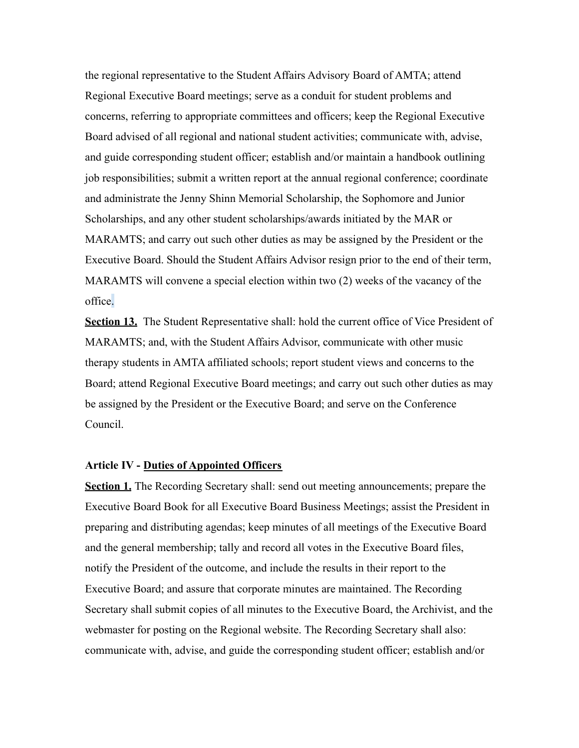the regional representative to the Student Affairs Advisory Board of AMTA; attend Regional Executive Board meetings; serve as a conduit for student problems and concerns, referring to appropriate committees and officers; keep the Regional Executive Board advised of all regional and national student activities; communicate with, advise, and guide corresponding student officer; establish and/or maintain a handbook outlining job responsibilities; submit a written report at the annual regional conference; coordinate and administrate the Jenny Shinn Memorial Scholarship, the Sophomore and Junior Scholarships, and any other student scholarships/awards initiated by the MAR or MARAMTS; and carry out such other duties as may be assigned by the President or the Executive Board. Should the Student Affairs Advisor resign prior to the end of their term, MARAMTS will convene a special election within two (2) weeks of the vacancy of the office.

**Section 13.** The Student Representative shall: hold the current office of Vice President of MARAMTS; and, with the Student Affairs Advisor, communicate with other music therapy students in AMTA affiliated schools; report student views and concerns to the Board; attend Regional Executive Board meetings; and carry out such other duties as may be assigned by the President or the Executive Board; and serve on the Conference Council.

**Article IV - Duties of Appointed Officers**

**Section 1.** The Recording Secretary shall: send out meeting announcements; prepare the Executive Board Book for all Executive Board Business Meetings; assist the President in preparing and distributing agendas; keep minutes of all meetings of the Executive Board and the general membership; tally and record all votes in the Executive Board files, notify the President of the outcome, and include the results in their report to the Executive Board; and assure that corporate minutes are maintained. The Recording Secretary shall submit copies of all minutes to the Executive Board, the Archivist, and the webmaster for posting on the Regional website. The Recording Secretary shall also: communicate with, advise, and guide the corresponding student officer; establish and/or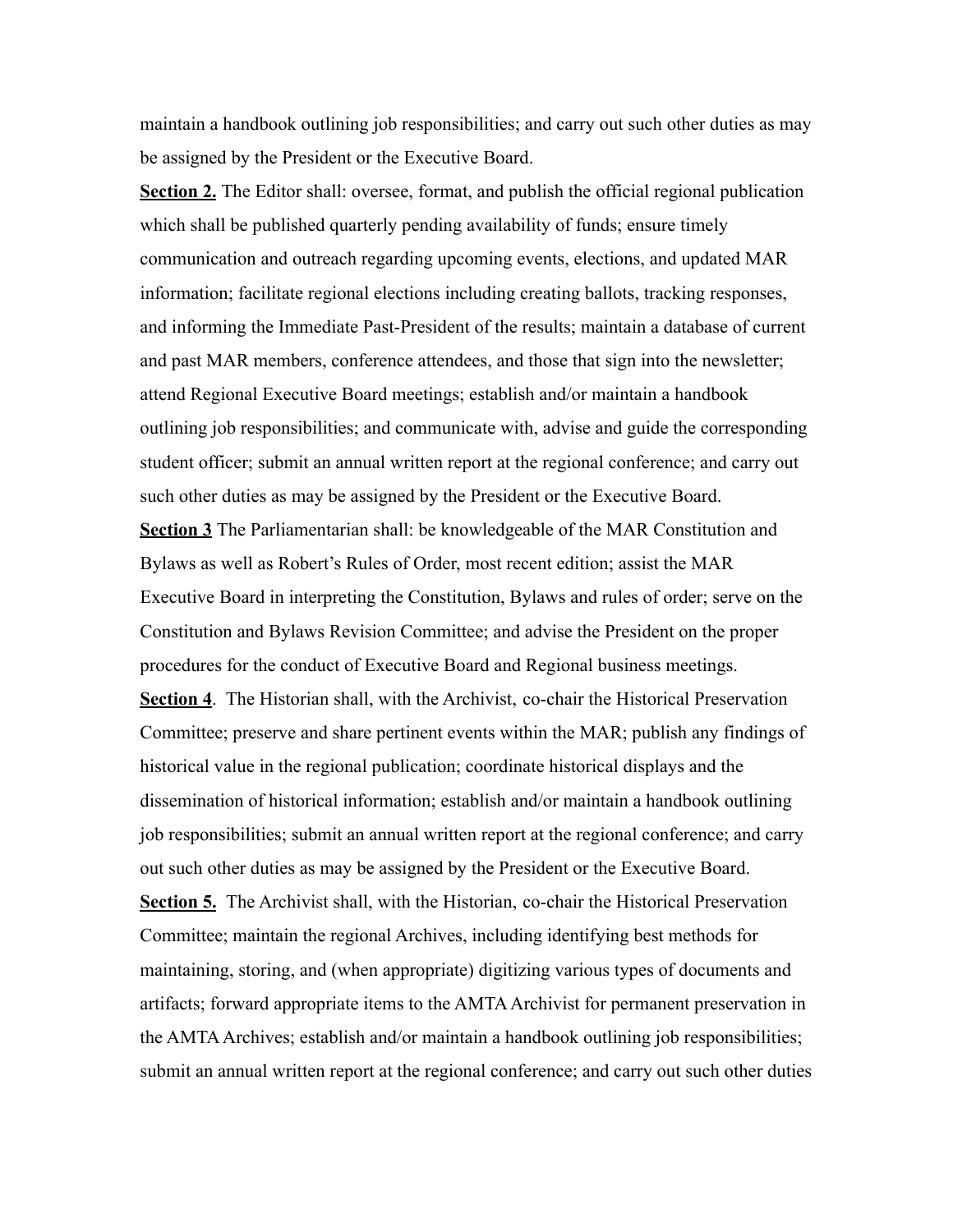maintain a handbook outlining job responsibilities; and carry out such other duties as may be assigned by the President or the Executive Board.

**Section 2.** The Editor shall: oversee, format, and publish the official regional publication which shall be published quarterly pending availability of funds; ensure timely communication and outreach regarding upcoming events, elections, and updated MAR information; facilitate regional elections including creating ballots, tracking responses, and informing the Immediate Past-President of the results; maintain a database of current and past MAR members, conference attendees, and those that sign into the newsletter; attend Regional Executive Board meetings; establish and/or maintain a handbook outlining job responsibilities; and communicate with, advise and guide the corresponding student officer; submit an annual written report at the regional conference; and carry out such other duties as may be assigned by the President or the Executive Board.

**Section 3** The Parliamentarian shall: be knowledgeable of the MAR Constitution and Bylaws as well as Robert's Rules of Order, most recent edition; assist the MAR Executive Board in interpreting the Constitution, Bylaws and rules of order; serve on the Constitution and Bylaws Revision Committee; and advise the President on the proper procedures for the conduct of Executive Board and Regional business meetings.

**Section 4**. The Historian shall, with the Archivist, co-chair the Historical Preservation Committee; preserve and share pertinent events within the MAR; publish any findings of historical value in the regional publication; coordinate historical displays and the dissemination of historical information; establish and/or maintain a handbook outlining job responsibilities; submit an annual written report at the regional conference; and carry out such other duties as may be assigned by the President or the Executive Board.

**Section 5.** The Archivist shall, with the Historian, co-chair the Historical Preservation Committee; maintain the regional Archives, including identifying best methods for maintaining, storing, and (when appropriate) digitizing various types of documents and artifacts; forward appropriate items to the AMTA Archivist for permanent preservation in the AMTA Archives; establish and/or maintain a handbook outlining job responsibilities; submit an annual written report at the regional conference; and carry out such other duties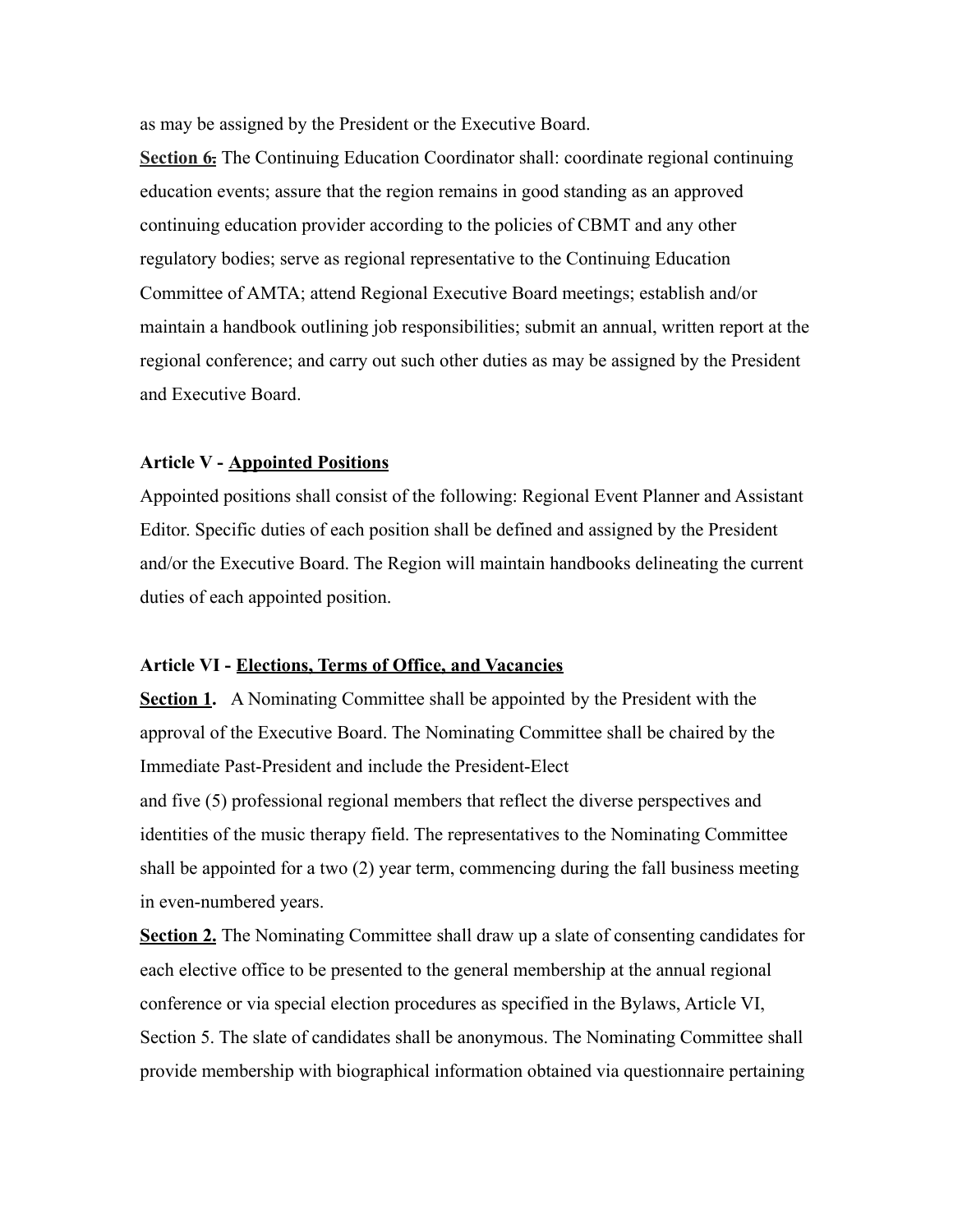as may be assigned by the President or the Executive Board.

**Section 6.** The Continuing Education Coordinator shall: coordinate regional continuing education events; assure that the region remains in good standing as an approved continuing education provider according to the policies of CBMT and any other regulatory bodies; serve as regional representative to the Continuing Education Committee of AMTA; attend Regional Executive Board meetings; establish and/or maintain a handbook outlining job responsibilities; submit an annual, written report at the regional conference; and carry out such other duties as may be assigned by the President and Executive Board.

**Article V - Appointed Positions**

Appointed positions shall consist of the following: Regional Event Planner and Assistant Editor. Specific duties of each position shall be defined and assigned by the President and/or the Executive Board. The Region will maintain handbooks delineating the current duties of each appointed position.

**Article VI - Elections, Terms of Office, and Vacancies**

**Section 1.** A Nominating Committee shall be appointed by the President with the approval of the Executive Board. The Nominating Committee shall be chaired by the Immediate Past-President and include the President-Elect and five (5) professional regional members that reflect the diverse perspectives and identities of the music therapy field. The representatives to the Nominating Committee shall be appointed for a two (2) year term, commencing during the fall business meeting in even-numbered years.

**Section 2.** The Nominating Committee shall draw up a slate of consenting candidates for each elective office to be presented to the general membership at the annual regional conference or via special election procedures as specified in the Bylaws, Article VI, Section 5. The slate of candidates shall be anonymous. The Nominating Committee shall provide membership with biographical information obtained via questionnaire pertaining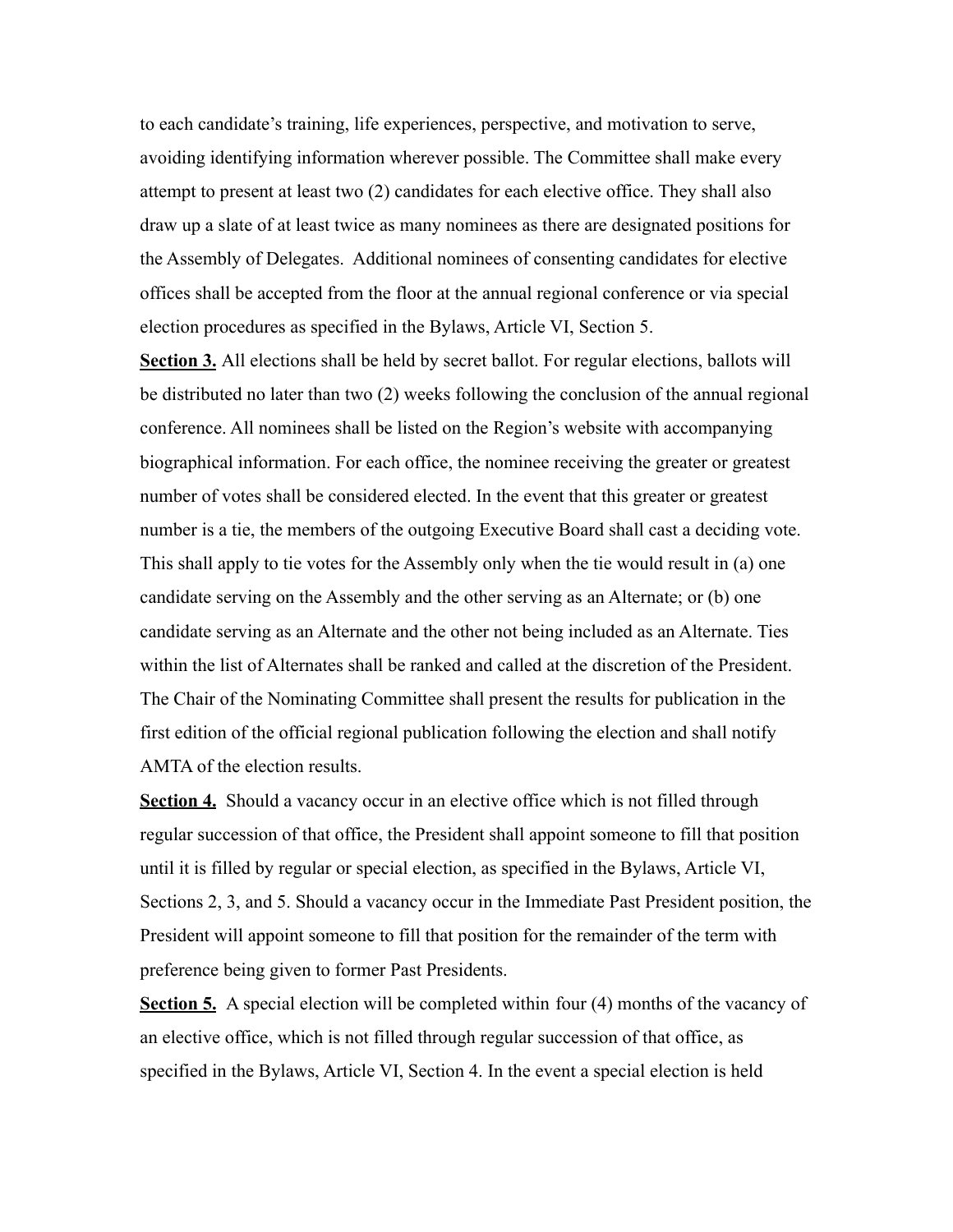to each candidate's training, life experiences, perspective, and motivation to serve, avoiding identifying information wherever possible. The Committee shall make every attempt to present at least two (2) candidates for each elective office. They shall also draw up a slate of at least twice as many nominees as there are designated positions for the Assembly of Delegates. Additional nominees of consenting candidates for elective offices shall be accepted from the floor at the annual regional conference or via special election procedures as specified in the Bylaws, Article VI, Section 5.

**Section 3.** All elections shall be held by secret ballot. For regular elections, ballots will be distributed no later than two (2) weeks following the conclusion of the annual regional conference. All nominees shall be listed on the Region's website with accompanying biographical information. For each office, the nominee receiving the greater or greatest number of votes shall be considered elected. In the event that this greater or greatest number is a tie, the members of the outgoing Executive Board shall cast a deciding vote. This shall apply to tie votes for the Assembly only when the tie would result in (a) one candidate serving on the Assembly and the other serving as an Alternate; or (b) one candidate serving as an Alternate and the other not being included as an Alternate. Ties within the list of Alternates shall be ranked and called at the discretion of the President. The Chair of the Nominating Committee shall present the results for publication in the first edition of the official regional publication following the election and shall notify AMTA of the election results.

**Section 4.** Should a vacancy occur in an elective office which is not filled through regular succession of that office, the President shall appoint someone to fill that position until it is filled by regular or special election, as specified in the Bylaws, Article VI, Sections 2, 3, and 5. Should a vacancy occur in the Immediate Past President position, the President will appoint someone to fill that position for the remainder of the term with preference being given to former Past Presidents.

**Section 5.** A special election will be completed within four (4) months of the vacancy of an elective office, which is not filled through regular succession of that office, as specified in the Bylaws, Article VI, Section 4. In the event a special election is held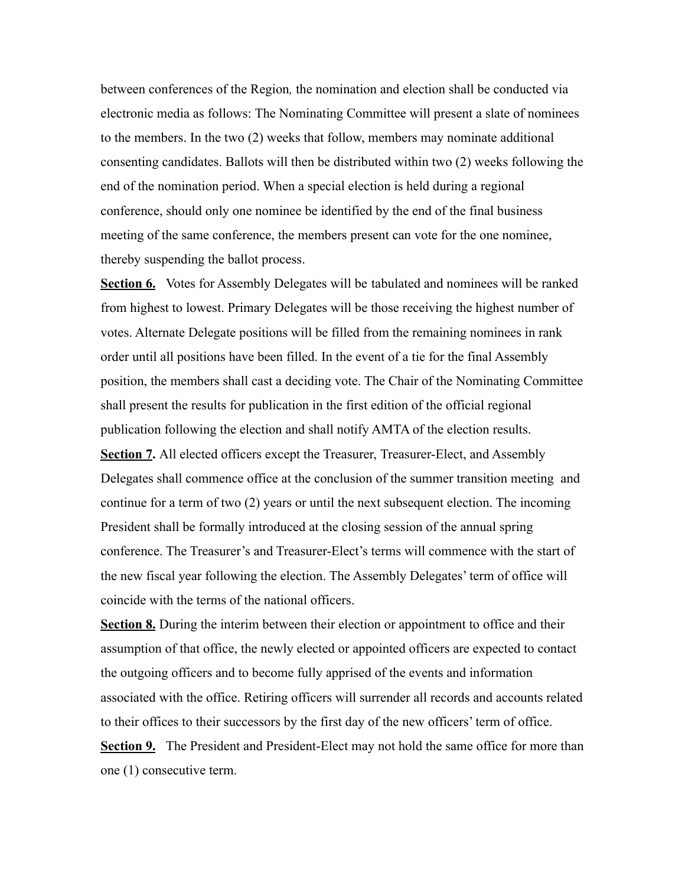between conferences of the Region*,* the nomination and election shall be conducted via electronic media as follows: The Nominating Committee will present a slate of nominees to the members. In the two (2) weeks that follow, members may nominate additional consenting candidates. Ballots will then be distributed within two (2) weeks following the end of the nomination period. When a special election is held during a regional conference, should only one nominee be identified by the end of the final business meeting of the same conference, the members present can vote for the one nominee, thereby suspending the ballot process.

**Section 6.** Votes for Assembly Delegates will be tabulated and nominees will be ranked from highest to lowest. Primary Delegates will be those receiving the highest number of votes. Alternate Delegate positions will be filled from the remaining nominees in rank order until all positions have been filled. In the event of a tie for the final Assembly position, the members shall cast a deciding vote. The Chair of the Nominating Committee shall present the results for publication in the first edition of the official regional publication following the election and shall notify AMTA of the election results.

**Section 7.** All elected officers except the Treasurer, Treasurer-Elect, and Assembly Delegates shall commence office at the conclusion of the summer transition meeting and continue for a term of two (2) years or until the next subsequent election. The incoming President shall be formally introduced at the closing session of the annual spring conference. The Treasurer's and Treasurer-Elect's terms will commence with the start of the new fiscal year following the election. The Assembly Delegates' term of office will coincide with the terms of the national officers.

**Section 8.** During the interim between their election or appointment to office and their assumption of that office, the newly elected or appointed officers are expected to contact the outgoing officers and to become fully apprised of the events and information associated with the office. Retiring officers will surrender all records and accounts related to their offices to their successors by the first day of the new officers' term of office.

**Section 9.** The President and President-Elect may not hold the same office for more than one (1) consecutive term.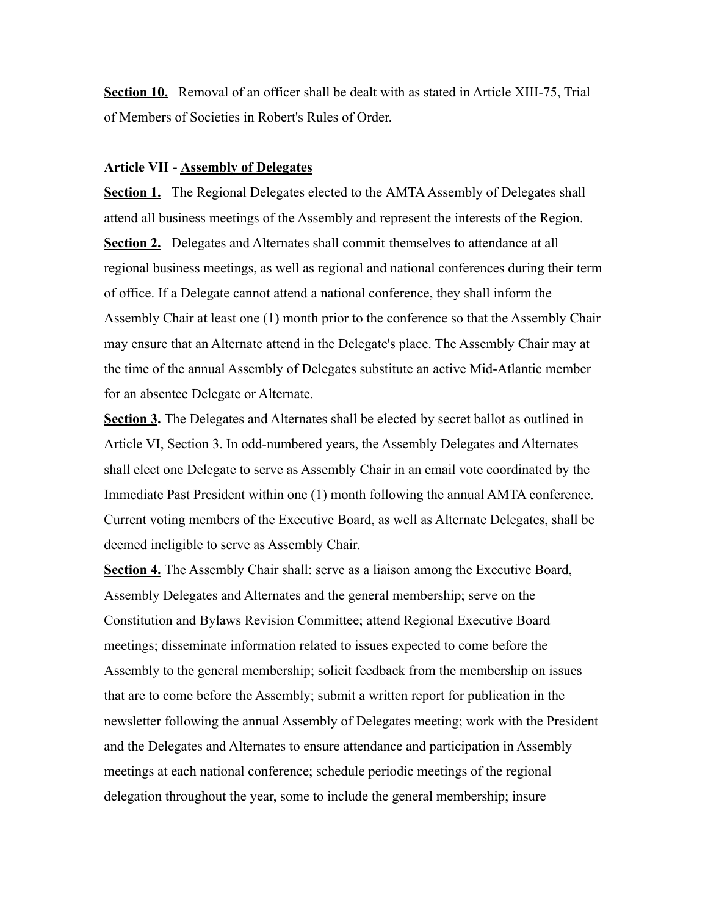**<u>Section 10.</u>** Removal of an officer shall be dealt with as stated in Article XIII-75, Trial of Members of Societies in Robert's Rules of Order.

**Article VII - <u>Assembly of Delegates</u>**

**<u>Section 1.</u>** The Regional Delegates elected to the AMTA Assembly of Delegates shall attend all business meetings of the Assembly and represent the interests of the Region.

**<u>Section 2.</u>** Delegates and Alternates shall commit themselves to attendance at all regional business meetings, as well as regional and national conferences during their term of office. If a Delegate cannot attend a national conference, they shall inform the Assembly Chair at least one (1) month prior to the conference so that the Assembly Chair may ensure that an Alternate attend in the Delegate's place. The Assembly Chair may at the time of the annual Assembly of Delegates substitute an active Mid-Atlantic member for an absentee Delegate or Alternate.

**<u>Section 3</u>.** The Delegates and Alternates shall be elected by secret ballot as outlined in Article VI, Section 3. In odd-numbered years, the Assembly Delegates and Alternates shall elect one Delegate to serve as Assembly Chair in an email vote coordinated by the Immediate Past President within one (1) month following the annual AMTA conference. Current voting members of the Executive Board, as well as Alternate Delegates, shall be deemed ineligible to serve as Assembly Chair.

**<u>Section 4.</u>** The Assembly Chair shall: serve as a liaison among the Executive Board, Assembly Delegates and Alternates and the general membership; serve on the Constitution and Bylaws Revision Committee; attend Regional Executive Board meetings; disseminate information related to issues expected to come before the Assembly to the general membership; solicit feedback from the membership on issues that are to come before the Assembly; submit a written report for publication in the newsletter following the annual Assembly of Delegates meeting; work with the President and the Delegates and Alternates to ensure attendance and participation in Assembly meetings at each national conference; schedule periodic meetings of the regional delegation throughout the year, some to include the general membership; insure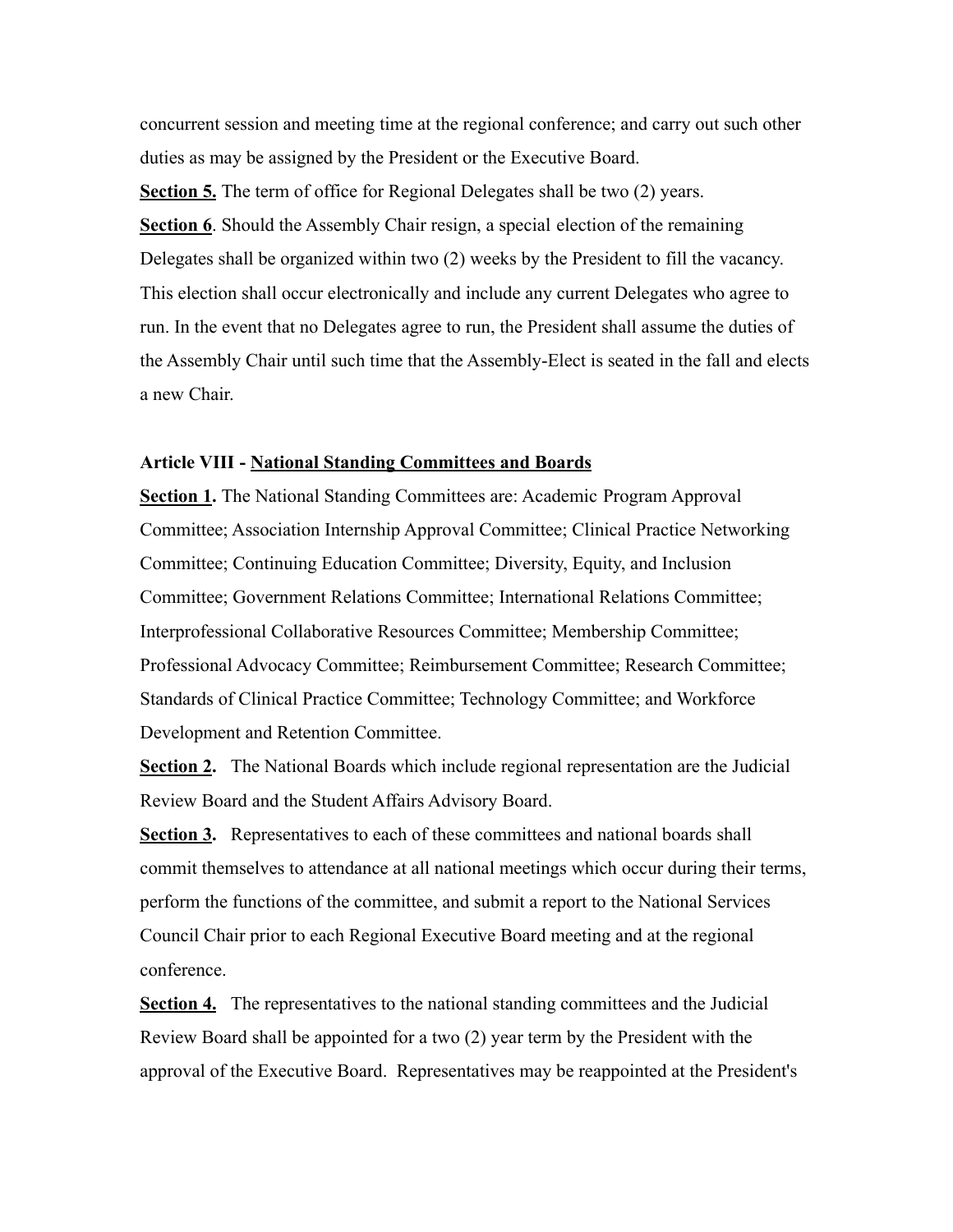concurrent session and meeting time at the regional conference; and carry out such other duties as may be assigned by the President or the Executive Board.

**Section 5.** The term of office for Regional Delegates shall be two (2) years.

**Section 6**. Should the Assembly Chair resign, a special election of the remaining Delegates shall be organized within two (2) weeks by the President to fill the vacancy. This election shall occur electronically and include any current Delegates who agree to run. In the event that no Delegates agree to run, the President shall assume the duties of the Assembly Chair until such time that the Assembly-Elect is seated in the fall and elects a new Chair.

## Article VIII - National Standing Committees and Boards

**Section 1.** The National Standing Committees are: Academic Program Approval Committee; Association Internship Approval Committee; Clinical Practice Networking Committee; Continuing Education Committee; Diversity, Equity, and Inclusion Committee; Government Relations Committee; International Relations Committee; Interprofessional Collaborative Resources Committee; Membership Committee; Professional Advocacy Committee; Reimbursement Committee; Research Committee; Standards of Clinical Practice Committee; Technology Committee; and Workforce Development and Retention Committee.

**Section 2.** The National Boards which include regional representation are the Judicial Review Board and the Student Affairs Advisory Board.

**Section 3.** Representatives to each of these committees and national boards shall commit themselves to attendance at all national meetings which occur during their terms, perform the functions of the committee, and submit a report to the National Services Council Chair prior to each Regional Executive Board meeting and at the regional conference.

**Section 4.** The representatives to the national standing committees and the Judicial Review Board shall be appointed for a two (2) year term by the President with the approval of the Executive Board. Representatives may be reappointed at the President's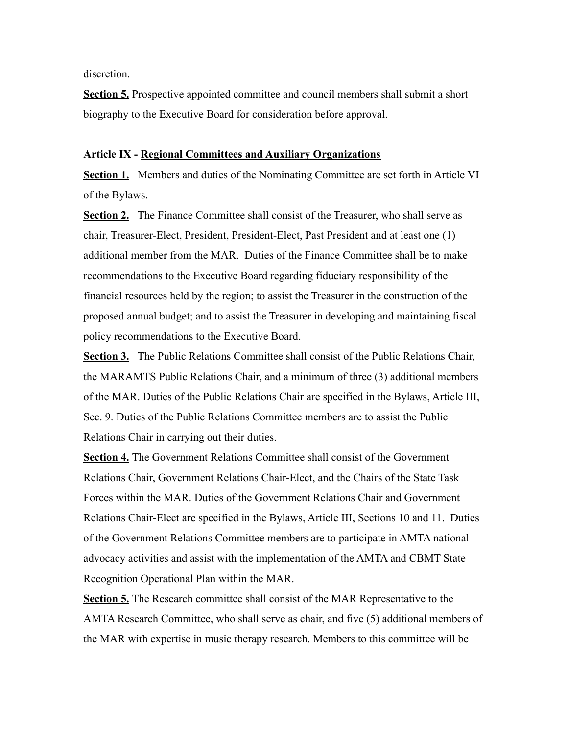discretion.

**Section 5.** Prospective appointed committee and council members shall submit a short biography to the Executive Board for consideration before approval.

**Article IX - Regional Committees and Auxiliary Organizations**

**Section 1.** Members and duties of the Nominating Committee are set forth in Article VI of the Bylaws.

**Section 2.** The Finance Committee shall consist of the Treasurer, who shall serve as chair, Treasurer-Elect, President, President-Elect, Past President and at least one (1) additional member from the MAR. Duties of the Finance Committee shall be to make recommendations to the Executive Board regarding fiduciary responsibility of the financial resources held by the region; to assist the Treasurer in the construction of the proposed annual budget; and to assist the Treasurer in developing and maintaining fiscal policy recommendations to the Executive Board.

**Section 3.** The Public Relations Committee shall consist of the Public Relations Chair, the MARAMTS Public Relations Chair, and a minimum of three (3) additional members of the MAR. Duties of the Public Relations Chair are specified in the Bylaws, Article III, Sec. 9. Duties of the Public Relations Committee members are to assist the Public Relations Chair in carrying out their duties.

**Section 4.** The Government Relations Committee shall consist of the Government Relations Chair, Government Relations Chair-Elect, and the Chairs of the State Task Forces within the MAR. Duties of the Government Relations Chair and Government Relations Chair-Elect are specified in the Bylaws, Article III, Sections 10 and 11. Duties of the Government Relations Committee members are to participate in AMTA national advocacy activities and assist with the implementation of the AMTA and CBMT State Recognition Operational Plan within the MAR.

**Section 5.** The Research committee shall consist of the MAR Representative to the AMTA Research Committee, who shall serve as chair, and five (5) additional members of the MAR with expertise in music therapy research. Members to this committee will be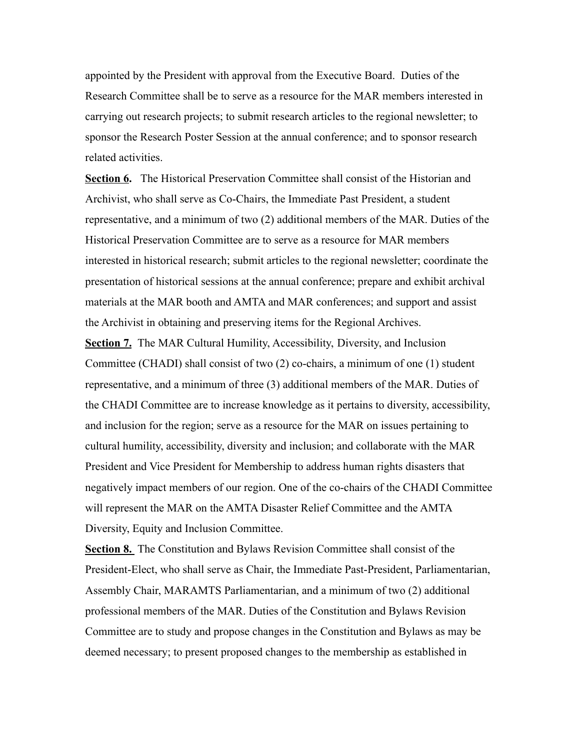appointed by the President with approval from the Executive Board. Duties of the Research Committee shall be to serve as a resource for the MAR members interested in carrying out research projects; to submit research articles to the regional newsletter; to sponsor the Research Poster Session at the annual conference; and to sponsor research related activities.

**Section 6.** The Historical Preservation Committee shall consist of the Historian and Archivist, who shall serve as Co-Chairs, the Immediate Past President, a student representative, and a minimum of two (2) additional members of the MAR. Duties of the Historical Preservation Committee are to serve as a resource for MAR members interested in historical research; submit articles to the regional newsletter; coordinate the presentation of historical sessions at the annual conference; prepare and exhibit archival materials at the MAR booth and AMTA and MAR conferences; and support and assist the Archivist in obtaining and preserving items for the Regional Archives.

**Section 7.** The MAR Cultural Humility, Accessibility, Diversity, and Inclusion Committee (CHADI) shall consist of two (2) co-chairs, a minimum of one (1) student representative, and a minimum of three (3) additional members of the MAR. Duties of the CHADI Committee are to increase knowledge as it pertains to diversity, accessibility, and inclusion for the region; serve as a resource for the MAR on issues pertaining to cultural humility, accessibility, diversity and inclusion; and collaborate with the MAR President and Vice President for Membership to address human rights disasters that negatively impact members of our region. One of the co-chairs of the CHADI Committee will represent the MAR on the AMTA Disaster Relief Committee and the AMTA Diversity, Equity and Inclusion Committee.

**Section 8.** The Constitution and Bylaws Revision Committee shall consist of the President-Elect, who shall serve as Chair, the Immediate Past-President, Parliamentarian, Assembly Chair, MARAMTS Parliamentarian, and a minimum of two (2) additional professional members of the MAR. Duties of the Constitution and Bylaws Revision Committee are to study and propose changes in the Constitution and Bylaws as may be deemed necessary; to present proposed changes to the membership as established in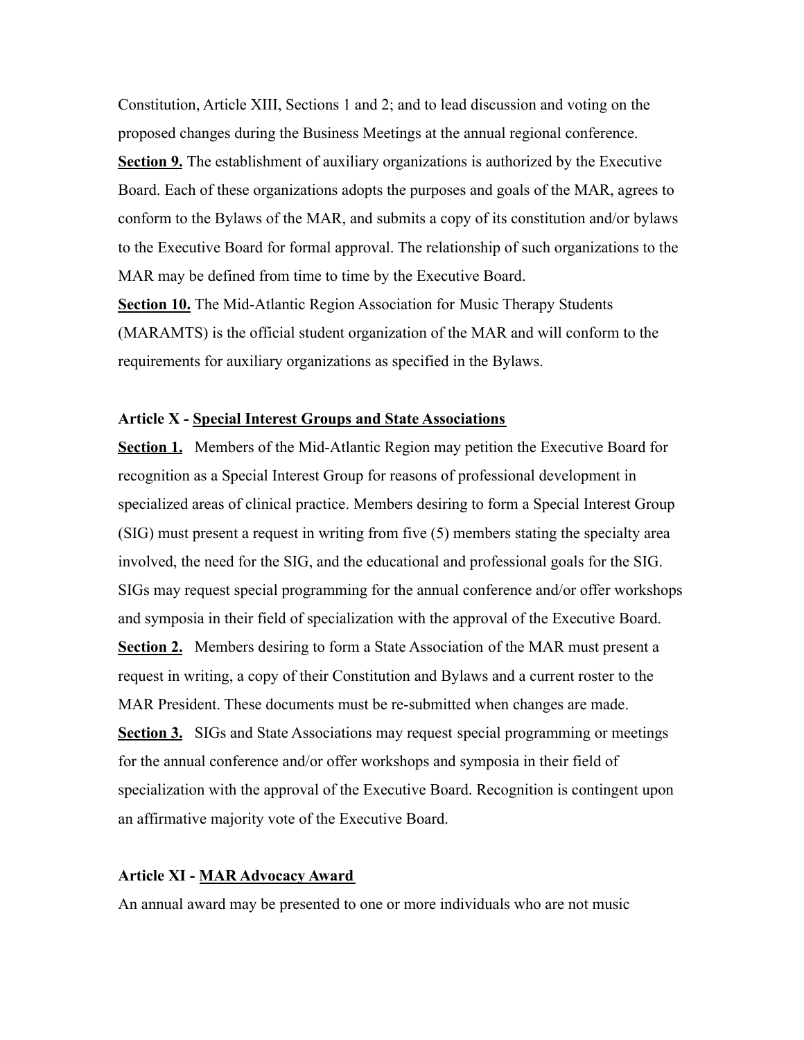Constitution, Article XIII, Sections 1 and 2; and to lead discussion and voting on the proposed changes during the Business Meetings at the annual regional conference.

**Section 9.** The establishment of auxiliary organizations is authorized by the Executive Board. Each of these organizations adopts the purposes and goals of the MAR, agrees to conform to the Bylaws of the MAR, and submits a copy of its constitution and/or bylaws to the Executive Board for formal approval. The relationship of such organizations to the MAR may be defined from time to time by the Executive Board.

**Section 10.** The Mid-Atlantic Region Association for Music Therapy Students (MARAMTS) is the official student organization of the MAR and will conform to the requirements for auxiliary organizations as specified in the Bylaws.

**Article X - Special Interest Groups and State Associations**

**Section 1.** Members of the Mid-Atlantic Region may petition the Executive Board for recognition as a Special Interest Group for reasons of professional development in specialized areas of clinical practice. Members desiring to form a Special Interest Group (SIG) must present a request in writing from five (5) members stating the specialty area involved, the need for the SIG, and the educational and professional goals for the SIG. SIGs may request special programming for the annual conference and/or offer workshops and symposia in their field of specialization with the approval of the Executive Board.

**Section 2.** Members desiring to form a State Association of the MAR must present a request in writing, a copy of their Constitution and Bylaws and a current roster to the MAR President. These documents must be re-submitted when changes are made.

**Section 3.** SIGs and State Associations may request special programming or meetings for the annual conference and/or offer workshops and symposia in their field of specialization with the approval of the Executive Board. Recognition is contingent upon an affirmative majority vote of the Executive Board.

**Article XI - MAR Advocacy Award**

An annual award may be presented to one or more individuals who are not music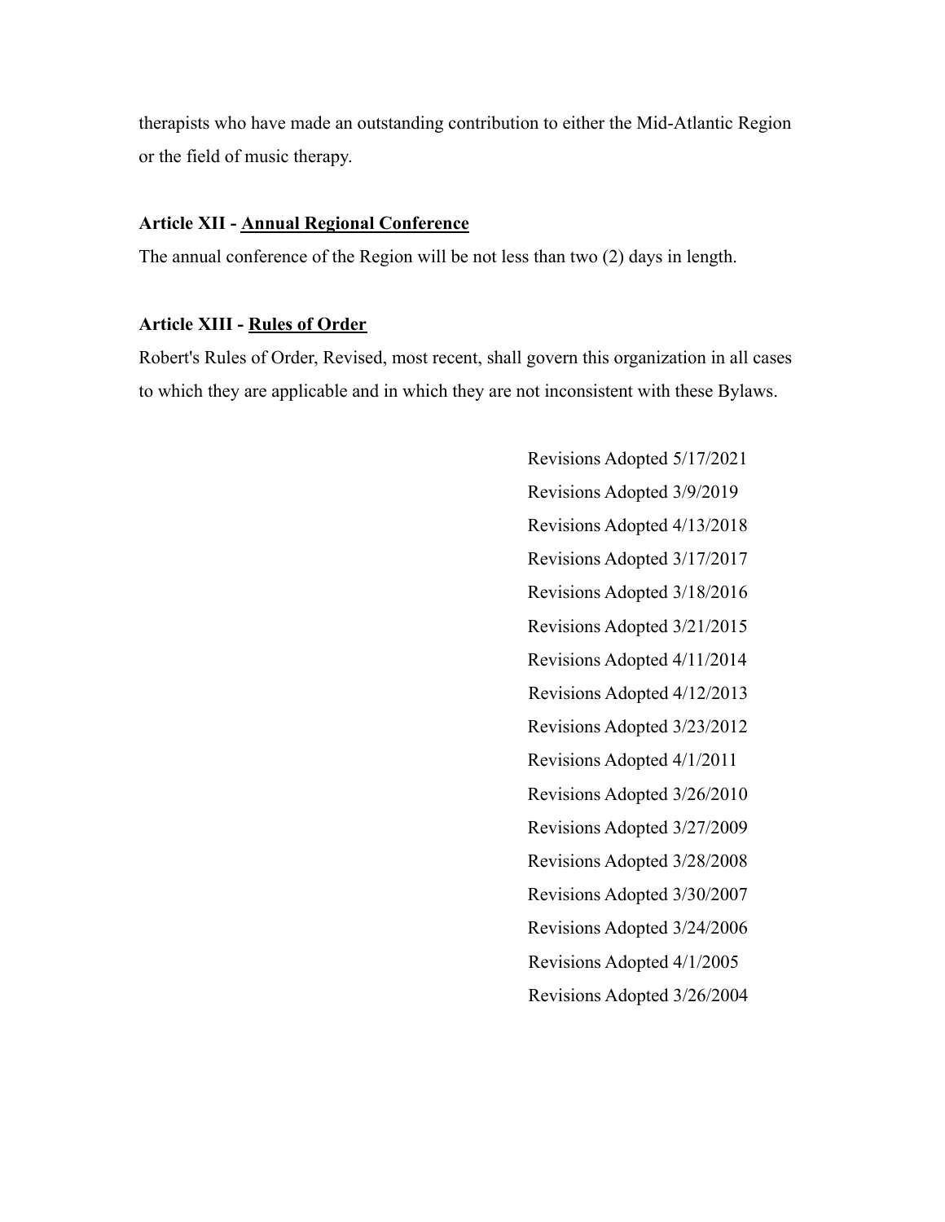therapists who have made an outstanding contribution to either the Mid-Atlantic Region or the field of music therapy.

**Article XII - Annual Regional Conference**

The annual conference of the Region will be not less than two (2) days in length.

**Article XIII - Rules of Order**

Robert's Rules of Order, Revised, most recent, shall govern this organization in all cases to which they are applicable and in which they are not inconsistent with these Bylaws.

Revisions Adopted 5/17/2021
Revisions Adopted 3/9/2019
Revisions Adopted 4/13/2018
Revisions Adopted 3/17/2017
Revisions Adopted 3/18/2016
Revisions Adopted 3/21/2015
Revisions Adopted 4/11/2014
Revisions Adopted 4/12/2013
Revisions Adopted 3/23/2012
Revisions Adopted 4/1/2011
Revisions Adopted 3/26/2010
Revisions Adopted 3/27/2009
Revisions Adopted 3/28/2008
Revisions Adopted 3/30/2007
Revisions Adopted 3/24/2006
Revisions Adopted 4/1/2005
Revisions Adopted 3/26/2004